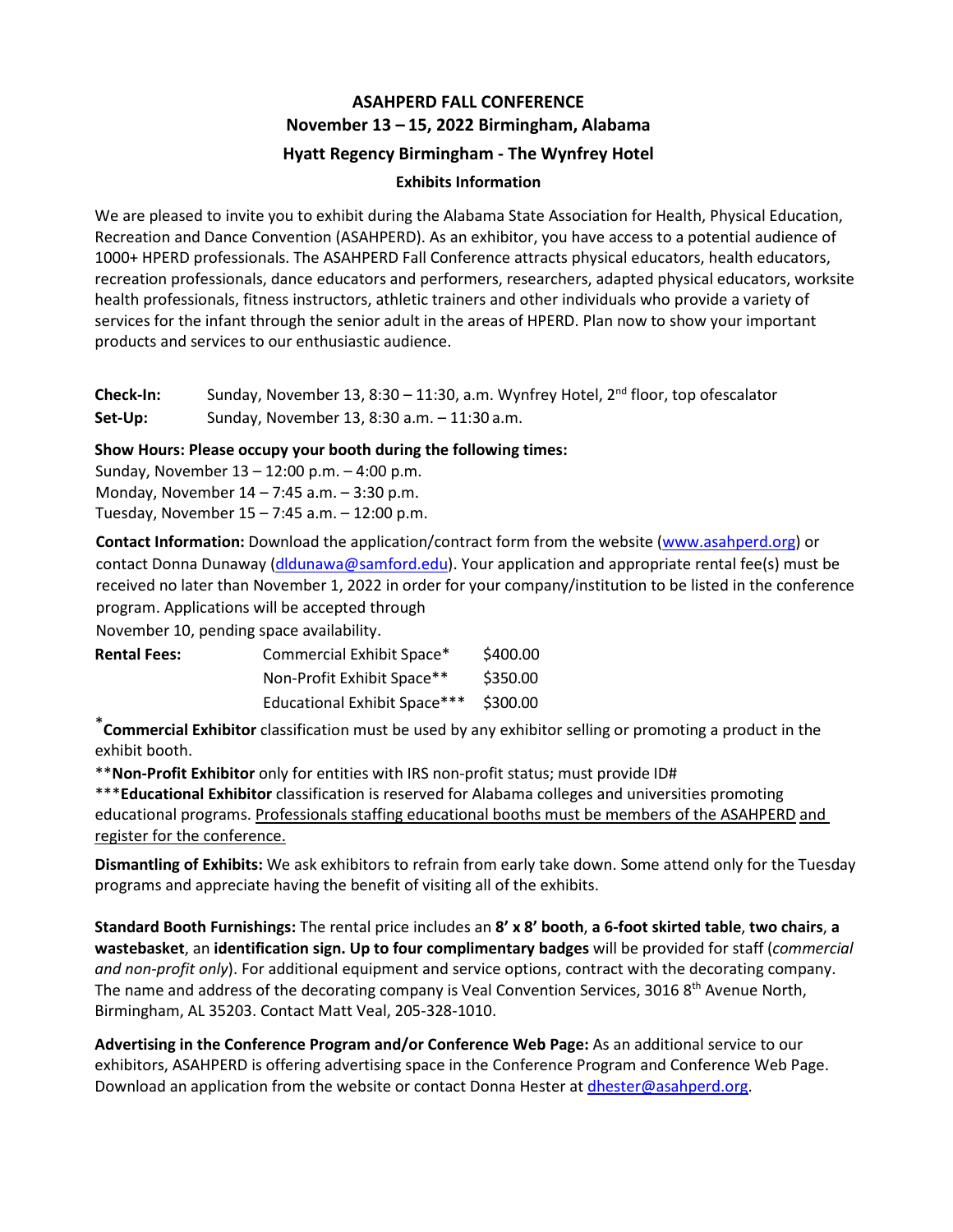# ASAHPERD FALL CONFERENCE

## November 13 – 15, 2022 Birmingham, Alabama

## Hyatt Regency Birmingham - The Wynfrey Hotel

### Exhibits Information

We are pleased to invite you to exhibit during the Alabama State Association for Health, Physical Education, Recreation and Dance Convention (ASAHPERD). As an exhibitor, you have access to a potential audience of 1000+ HPERD professionals. The ASAHPERD Fall Conference attracts physical educators, health educators, recreation professionals, dance educators and performers, researchers, adapted physical educators, worksite health professionals, fitness instructors, athletic trainers and other individuals who provide a variety of services for the infant through the senior adult in the areas of HPERD. Plan now to show your important products and services to our enthusiastic audience.

**Check-In:** Sunday, November 13, 8:30 – 11:30, a.m. Wynfrey Hotel, 2nd floor, top ofescalator

**Set-Up:** Sunday, November 13, 8:30 a.m. – 11:30 a.m.

**Show Hours: Please occupy your booth during the following times:**

Sunday, November 13 – 12:00 p.m. – 4:00 p.m.

Monday, November 14 – 7:45 a.m. – 3:30 p.m.

Tuesday, November 15 – 7:45 a.m. – 12:00 p.m.

**Contact Information:** Download the application/contract form from the website (www.asahperd.org) or contact Donna Dunaway (dldunawa@samford.edu). Your application and appropriate rental fee(s) must be received no later than November 1, 2022 in order for your company/institution to be listed in the conference program. Applications will be accepted through November 10, pending space availability.

| **Rental Fees:** | Commercial Exhibit Space* | $400.00 |
|---|---|---|
| | Non-Profit Exhibit Space** | $350.00 |
| | Educational Exhibit Space*** | $300.00 |

***Commercial Exhibitor** classification must be used by any exhibitor selling or promoting a product in the exhibit booth.

****Non-Profit Exhibitor** only for entities with IRS non-profit status; must provide ID#

*****Educational Exhibitor** classification is reserved for Alabama colleges and universities promoting educational programs. Professionals staffing educational booths must be members of the ASAHPERD and register for the conference.

**Dismantling of Exhibits:** We ask exhibitors to refrain from early take down. Some attend only for the Tuesday programs and appreciate having the benefit of visiting all of the exhibits.

**Standard Booth Furnishings:** The rental price includes an **8' x 8' booth**, **a 6-foot skirted table**, **two chairs**, **a wastebasket**, an **identification sign. Up to four complimentary badges** will be provided for staff (*commercial and non-profit only*). For additional equipment and service options, contract with the decorating company. The name and address of the decorating company is Veal Convention Services, 3016 8th Avenue North, Birmingham, AL 35203. Contact Matt Veal, 205-328-1010.

**Advertising in the Conference Program and/or Conference Web Page:** As an additional service to our exhibitors, ASAHPERD is offering advertising space in the Conference Program and Conference Web Page. Download an application from the website or contact Donna Hester at dhester@asahperd.org.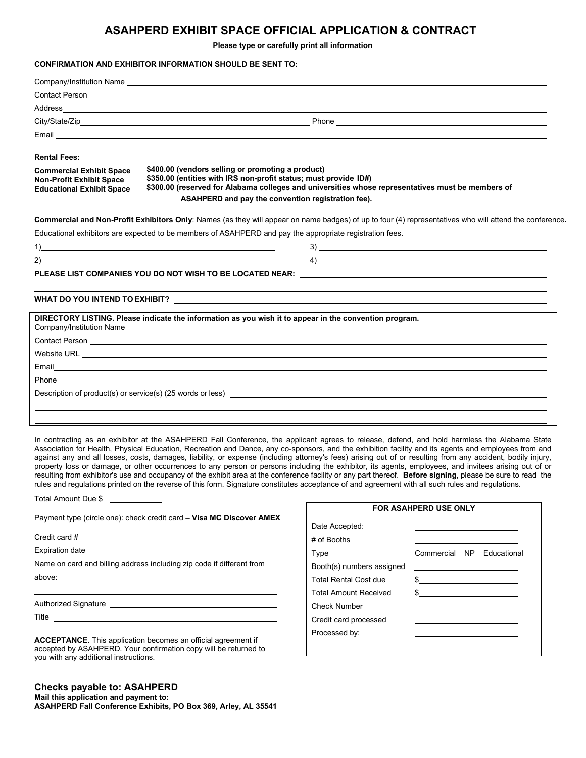# ASAHPERD EXHIBIT SPACE OFFICIAL APPLICATION & CONTRACT

**Please type or carefully print all information**

**CONFIRMATION AND EXHIBITOR INFORMATION SHOULD BE SENT TO:**

Company/Institution Name ______________________________

Contact Person ______________________________

Address ______________________________

City/State/Zip ______________________________ Phone ______________________________

Email ______________________________

**Rental Fees:**

| | |
|---|---|
| **Commercial Exhibit Space** | **$400.00 (vendors selling or promoting a product)** |
| **Non-Profit Exhibit Space** | **$350.00 (entities with IRS non-profit status; must provide ID#)** |
| **Educational Exhibit Space** | **$300.00 (reserved for Alabama colleges and universities whose representatives must be members of ASAHPERD and pay the convention registration fee).** |

**Commercial and Non-Profit Exhibitors Only**: Names (as they will appear on name badges) of up to four (4) representatives who will attend the conference**.**

Educational exhibitors are expected to be members of ASAHPERD and pay the appropriate registration fees.

1) ______________________________ 3) ______________________________

2) ______________________________ 4) ______________________________

**PLEASE LIST COMPANIES YOU DO NOT WISH TO BE LOCATED NEAR:** ______________________________

**WHAT DO YOU INTEND TO EXHIBIT?** ______________________________

**DIRECTORY LISTING. Please indicate the information as you wish it to appear in the convention program.**

Company/Institution Name ______________________________

Contact Person ______________________________

Website URL ______________________________

Email ______________________________

Phone ______________________________

Description of product(s) or service(s) (25 words or less) ______________________________

In contracting as an exhibitor at the ASAHPERD Fall Conference, the applicant agrees to release, defend, and hold harmless the Alabama State Association for Health, Physical Education, Recreation and Dance, any co-sponsors, and the exhibition facility and its agents and employees from and against any and all losses, costs, damages, liability, or expense (including attorney's fees) arising out of or resulting from any accident, bodily injury, property loss or damage, or other occurrences to any person or persons including the exhibitor, its agents, employees, and invitees arising out of or resulting from exhibitor's use and occupancy of the exhibit area at the conference facility or any part thereof. **Before signing**, please be sure to read the rules and regulations printed on the reverse of this form. Signature constitutes acceptance of and agreement with all such rules and regulations.

Total Amount Due $ ____________

Payment type (circle one): check credit card **– Visa MC Discover AMEX**

Credit card # ______________________________

Expiration date ______________________________

Name on card and billing address including zip code if different from above: ______________________________

Authorized Signature ______________________________

Title ______________________________

**ACCEPTANCE**. This application becomes an official agreement if accepted by ASAHPERD. Your confirmation copy will be returned to you with any additional instructions.

**FOR ASAHPERD USE ONLY**

| | |
|---|---|
| Date Accepted: | |
| # of Booths | |
| Type | Commercial NP Educational |
| Booth(s) numbers assigned | |
| Total Rental Cost due | $ |
| Total Amount Received | $ |
| Check Number | |
| Credit card processed | |
| Processed by: | |

## Checks payable to: ASAHPERD

**Mail this application and payment to:**
**ASAHPERD Fall Conference Exhibits, PO Box 369, Arley, AL 35541**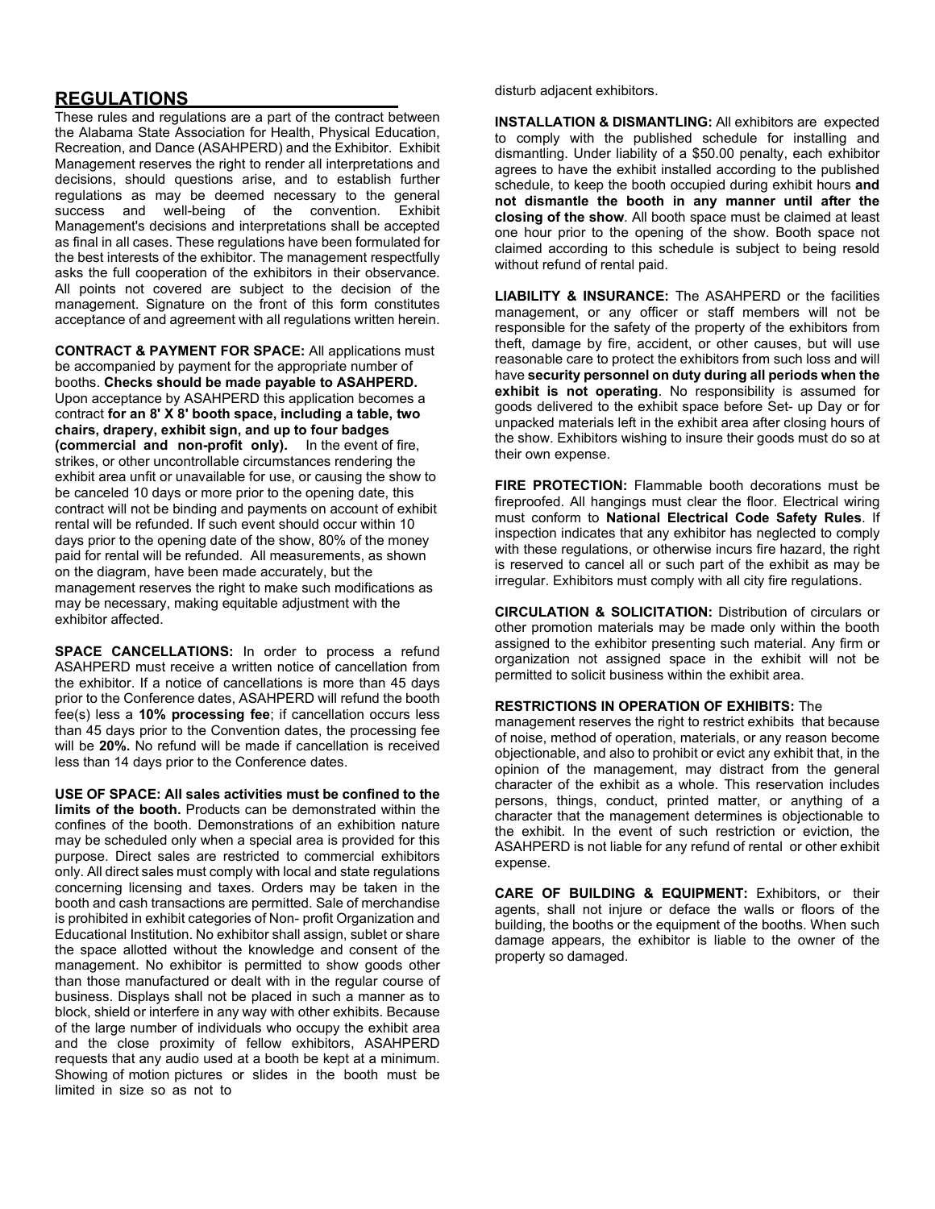## REGULATIONS

These rules and regulations are a part of the contract between the Alabama State Association for Health, Physical Education, Recreation, and Dance (ASAHPERD) and the Exhibitor. Exhibit Management reserves the right to render all interpretations and decisions, should questions arise, and to establish further regulations as may be deemed necessary to the general success and well-being of the convention. Exhibit Management's decisions and interpretations shall be accepted as final in all cases. These regulations have been formulated for the best interests of the exhibitor. The management respectfully asks the full cooperation of the exhibitors in their observance. All points not covered are subject to the decision of the management. Signature on the front of this form constitutes acceptance of and agreement with all regulations written herein.

**CONTRACT & PAYMENT FOR SPACE:** All applications must be accompanied by payment for the appropriate number of booths. **Checks should be made payable to ASAHPERD.** Upon acceptance by ASAHPERD this application becomes a contract **for an 8' X 8' booth space, including a table, two chairs, drapery, exhibit sign, and up to four badges (commercial and non-profit only).** In the event of fire, strikes, or other uncontrollable circumstances rendering the exhibit area unfit or unavailable for use, or causing the show to be canceled 10 days or more prior to the opening date, this contract will not be binding and payments on account of exhibit rental will be refunded. If such event should occur within 10 days prior to the opening date of the show, 80% of the money paid for rental will be refunded. All measurements, as shown on the diagram, have been made accurately, but the management reserves the right to make such modifications as may be necessary, making equitable adjustment with the exhibitor affected.

**SPACE CANCELLATIONS:** In order to process a refund ASAHPERD must receive a written notice of cancellation from the exhibitor. If a notice of cancellations is more than 45 days prior to the Conference dates, ASAHPERD will refund the booth fee(s) less a **10% processing fee**; if cancellation occurs less than 45 days prior to the Convention dates, the processing fee will be **20%.** No refund will be made if cancellation is received less than 14 days prior to the Conference dates.

**USE OF SPACE: All sales activities must be confined to the limits of the booth.** Products can be demonstrated within the confines of the booth. Demonstrations of an exhibition nature may be scheduled only when a special area is provided for this purpose. Direct sales are restricted to commercial exhibitors only. All direct sales must comply with local and state regulations concerning licensing and taxes. Orders may be taken in the booth and cash transactions are permitted. Sale of merchandise is prohibited in exhibit categories of Non- profit Organization and Educational Institution. No exhibitor shall assign, sublet or share the space allotted without the knowledge and consent of the management. No exhibitor is permitted to show goods other than those manufactured or dealt with in the regular course of business. Displays shall not be placed in such a manner as to block, shield or interfere in any way with other exhibits. Because of the large number of individuals who occupy the exhibit area and the close proximity of fellow exhibitors, ASAHPERD requests that any audio used at a booth be kept at a minimum. Showing of motion pictures or slides in the booth must be limited in size so as not to disturb adjacent exhibitors.

**INSTALLATION & DISMANTLING:** All exhibitors are expected to comply with the published schedule for installing and dismantling. Under liability of a $50.00 penalty, each exhibitor agrees to have the exhibit installed according to the published schedule, to keep the booth occupied during exhibit hours **and not dismantle the booth in any manner until after the closing of the show**. All booth space must be claimed at least one hour prior to the opening of the show. Booth space not claimed according to this schedule is subject to being resold without refund of rental paid.

**LIABILITY & INSURANCE:** The ASAHPERD or the facilities management, or any officer or staff members will not be responsible for the safety of the property of the exhibitors from theft, damage by fire, accident, or other causes, but will use reasonable care to protect the exhibitors from such loss and will have **security personnel on duty during all periods when the exhibit is not operating**. No responsibility is assumed for goods delivered to the exhibit space before Set- up Day or for unpacked materials left in the exhibit area after closing hours of the show. Exhibitors wishing to insure their goods must do so at their own expense.

**FIRE PROTECTION:** Flammable booth decorations must be fireproofed. All hangings must clear the floor. Electrical wiring must conform to **National Electrical Code Safety Rules**. If inspection indicates that any exhibitor has neglected to comply with these regulations, or otherwise incurs fire hazard, the right is reserved to cancel all or such part of the exhibit as may be irregular. Exhibitors must comply with all city fire regulations.

**CIRCULATION & SOLICITATION:** Distribution of circulars or other promotion materials may be made only within the booth assigned to the exhibitor presenting such material. Any firm or organization not assigned space in the exhibit will not be permitted to solicit business within the exhibit area.

**RESTRICTIONS IN OPERATION OF EXHIBITS:** The management reserves the right to restrict exhibits that because of noise, method of operation, materials, or any reason become objectionable, and also to prohibit or evict any exhibit that, in the opinion of the management, may distract from the general character of the exhibit as a whole. This reservation includes persons, things, conduct, printed matter, or anything of a character that the management determines is objectionable to the exhibit. In the event of such restriction or eviction, the ASAHPERD is not liable for any refund of rental or other exhibit expense.

**CARE OF BUILDING & EQUIPMENT:** Exhibitors, or their agents, shall not injure or deface the walls or floors of the building, the booths or the equipment of the booths. When such damage appears, the exhibitor is liable to the owner of the property so damaged.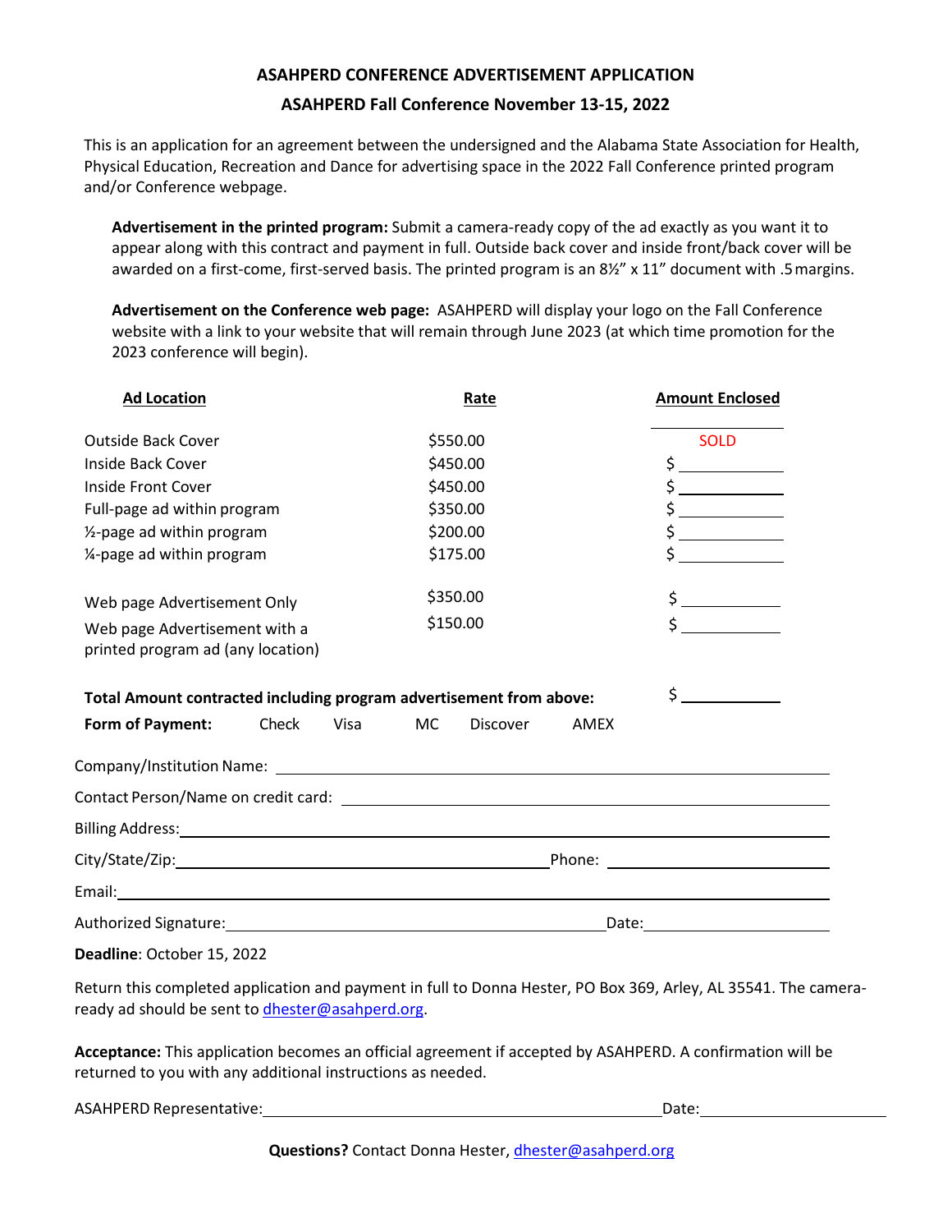**ASAHPERD CONFERENCE ADVERTISEMENT APPLICATION**

**ASAHPERD Fall Conference November 13-15, 2022**

This is an application for an agreement between the undersigned and the Alabama State Association for Health, Physical Education, Recreation and Dance for advertising space in the 2022 Fall Conference printed program and/or Conference webpage.

**Advertisement in the printed program:** Submit a camera-ready copy of the ad exactly as you want it to appear along with this contract and payment in full. Outside back cover and inside front/back cover will be awarded on a first-come, first-served basis. The printed program is an 8½" x 11" document with .5 margins.

**Advertisement on the Conference web page:** ASAHPERD will display your logo on the Fall Conference website with a link to your website that will remain through June 2023 (at which time promotion for the 2023 conference will begin).

| Ad Location | Rate | Amount Enclosed |
|---|---|---|
| Outside Back Cover | $550.00 | SOLD |
| Inside Back Cover | $450.00 | $ ______ |
| Inside Front Cover | $450.00 | $ ______ |
| Full-page ad within program | $350.00 | $ ______ |
| ½-page ad within program | $200.00 | $ ______ |
| ¼-page ad within program | $175.00 | $ ______ |
| Web page Advertisement Only | $350.00 | $ ______ |
| Web page Advertisement with a printed program ad (any location) | $150.00 | $ ______ |

**Total Amount contracted including program advertisement from above:** $ ______

**Form of Payment:** Check Visa MC Discover AMEX

Company/Institution Name: ______

Contact Person/Name on credit card: ______

Billing Address: ______

City/State/Zip: ______ Phone: ______

Email: ______

Authorized Signature: ______ Date: ______

**Deadline**: October 15, 2022

Return this completed application and payment in full to Donna Hester, PO Box 369, Arley, AL 35541. The camera-ready ad should be sent to dhester@asahperd.org.

**Acceptance:** This application becomes an official agreement if accepted by ASAHPERD. A confirmation will be returned to you with any additional instructions as needed.

ASAHPERD Representative: ______ Date: ______

**Questions?** Contact Donna Hester, dhester@asahperd.org